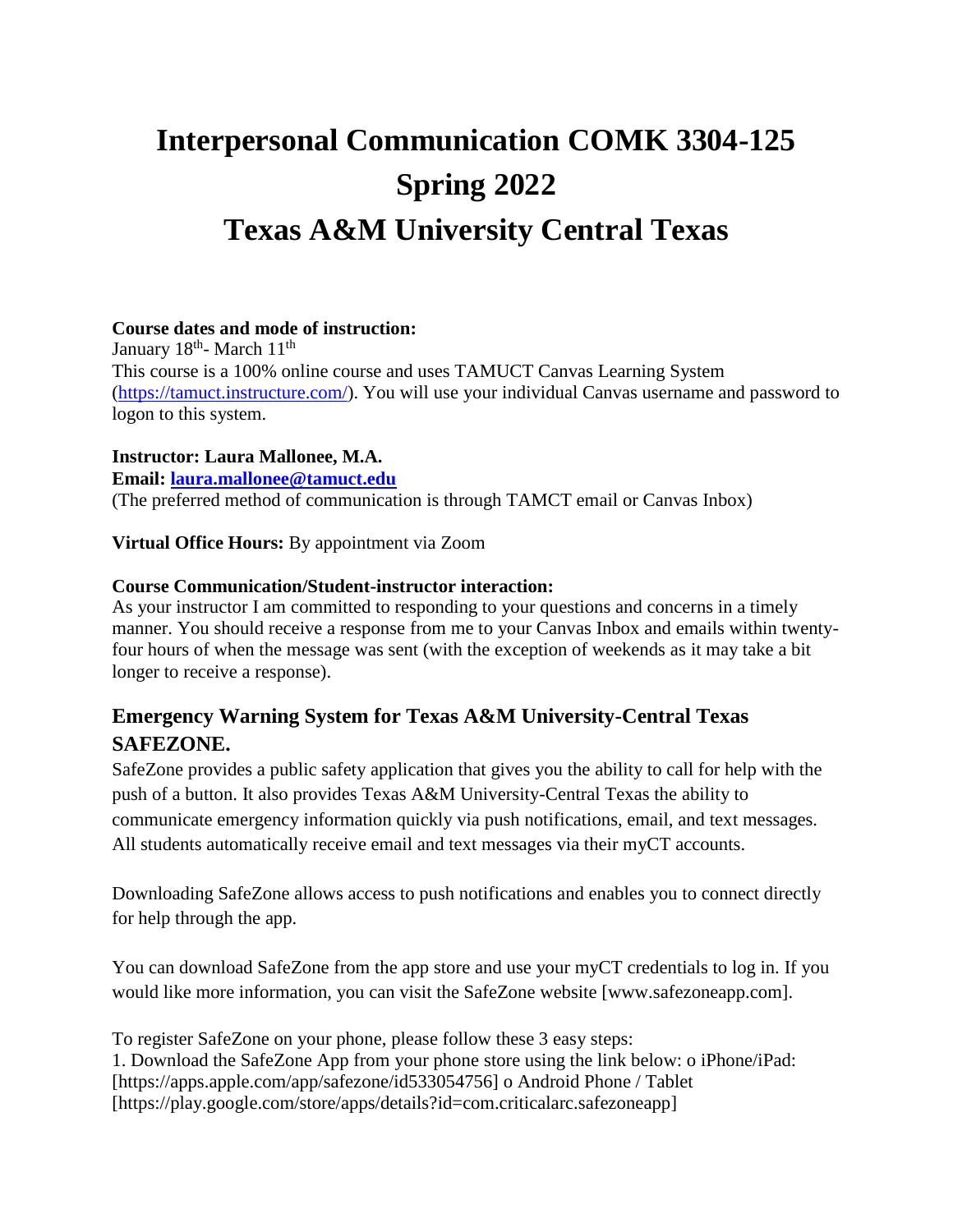# Interpersonal Communication COMK 3304-125
# Spring 2022
# Texas A&M University Central Texas

**Course dates and mode of instruction:**
January 18th- March 11th
This course is a 100% online course and uses TAMUCT Canvas Learning System (https://tamuct.instructure.com/). You will use your individual Canvas username and password to logon to this system.

**Instructor: Laura Mallonee, M.A.**
**Email: laura.mallonee@tamuct.edu**
(The preferred method of communication is through TAMCT email or Canvas Inbox)

**Virtual Office Hours:** By appointment via Zoom

**Course Communication/Student-instructor interaction:**
As your instructor I am committed to responding to your questions and concerns in a timely manner. You should receive a response from me to your Canvas Inbox and emails within twenty-four hours of when the message was sent (with the exception of weekends as it may take a bit longer to receive a response).

## Emergency Warning System for Texas A&M University-Central Texas SAFEZONE.

SafeZone provides a public safety application that gives you the ability to call for help with the push of a button. It also provides Texas A&M University-Central Texas the ability to communicate emergency information quickly via push notifications, email, and text messages. All students automatically receive email and text messages via their myCT accounts.

Downloading SafeZone allows access to push notifications and enables you to connect directly for help through the app.

You can download SafeZone from the app store and use your myCT credentials to log in. If you would like more information, you can visit the SafeZone website [www.safezoneapp.com].

To register SafeZone on your phone, please follow these 3 easy steps:
1. Download the SafeZone App from your phone store using the link below: o iPhone/iPad: [https://apps.apple.com/app/safezone/id533054756] o Android Phone / Tablet [https://play.google.com/store/apps/details?id=com.criticalarc.safezoneapp]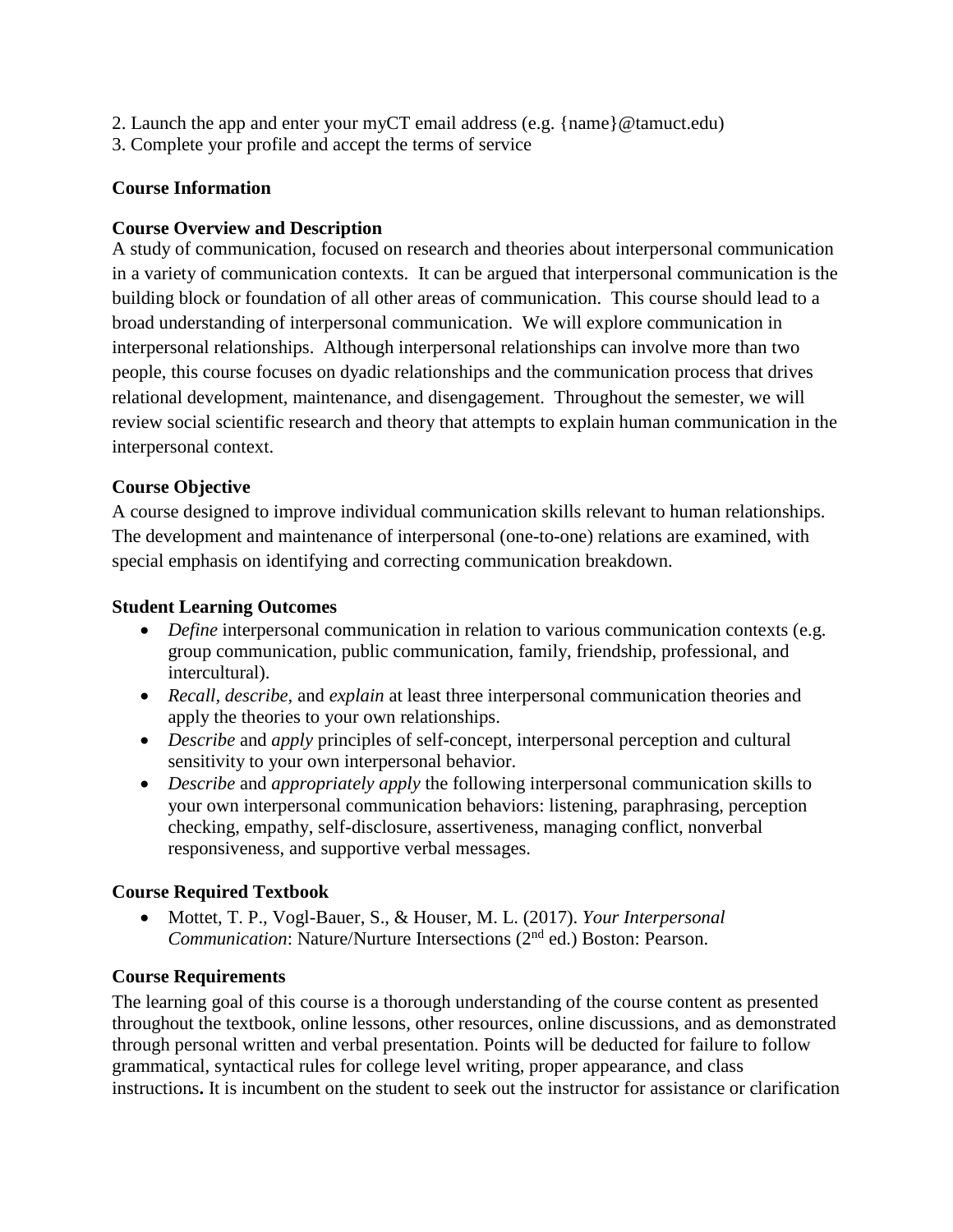2. Launch the app and enter your myCT email address (e.g. {name}@tamuct.edu)
3. Complete your profile and accept the terms of service

## Course Information

### Course Overview and Description

A study of communication, focused on research and theories about interpersonal communication in a variety of communication contexts. It can be argued that interpersonal communication is the building block or foundation of all other areas of communication. This course should lead to a broad understanding of interpersonal communication. We will explore communication in interpersonal relationships. Although interpersonal relationships can involve more than two people, this course focuses on dyadic relationships and the communication process that drives relational development, maintenance, and disengagement. Throughout the semester, we will review social scientific research and theory that attempts to explain human communication in the interpersonal context.

### Course Objective

A course designed to improve individual communication skills relevant to human relationships. The development and maintenance of interpersonal (one-to-one) relations are examined, with special emphasis on identifying and correcting communication breakdown.

### Student Learning Outcomes

- *Define* interpersonal communication in relation to various communication contexts (e.g. group communication, public communication, family, friendship, professional, and intercultural).
- *Recall, describe,* and *explain* at least three interpersonal communication theories and apply the theories to your own relationships.
- *Describe* and *apply* principles of self-concept, interpersonal perception and cultural sensitivity to your own interpersonal behavior.
- *Describe* and *appropriately apply* the following interpersonal communication skills to your own interpersonal communication behaviors: listening, paraphrasing, perception checking, empathy, self-disclosure, assertiveness, managing conflict, nonverbal responsiveness, and supportive verbal messages.

### Course Required Textbook

- Mottet, T. P., Vogl-Bauer, S., & Houser, M. L. (2017). *Your Interpersonal Communication*: Nature/Nurture Intersections (2nd ed.) Boston: Pearson.

### Course Requirements

The learning goal of this course is a thorough understanding of the course content as presented throughout the textbook, online lessons, other resources, online discussions, and as demonstrated through personal written and verbal presentation. Points will be deducted for failure to follow grammatical, syntactical rules for college level writing, proper appearance, and class instructions**.** It is incumbent on the student to seek out the instructor for assistance or clarification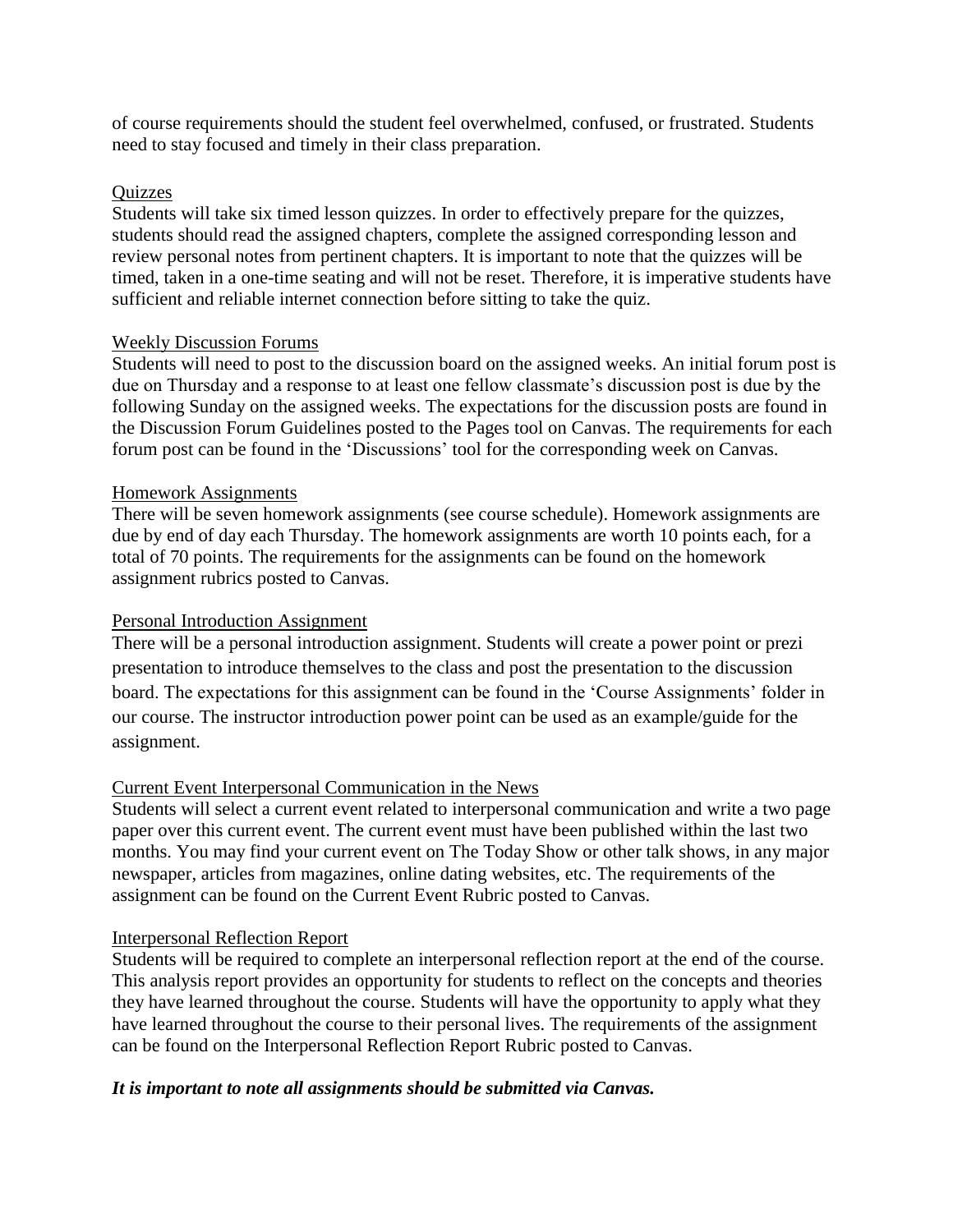of course requirements should the student feel overwhelmed, confused, or frustrated. Students need to stay focused and timely in their class preparation.

### Quizzes

Students will take six timed lesson quizzes. In order to effectively prepare for the quizzes, students should read the assigned chapters, complete the assigned corresponding lesson and review personal notes from pertinent chapters. It is important to note that the quizzes will be timed, taken in a one-time seating and will not be reset. Therefore, it is imperative students have sufficient and reliable internet connection before sitting to take the quiz.

### Weekly Discussion Forums

Students will need to post to the discussion board on the assigned weeks. An initial forum post is due on Thursday and a response to at least one fellow classmate's discussion post is due by the following Sunday on the assigned weeks. The expectations for the discussion posts are found in the Discussion Forum Guidelines posted to the Pages tool on Canvas. The requirements for each forum post can be found in the 'Discussions' tool for the corresponding week on Canvas.

### Homework Assignments

There will be seven homework assignments (see course schedule). Homework assignments are due by end of day each Thursday. The homework assignments are worth 10 points each, for a total of 70 points. The requirements for the assignments can be found on the homework assignment rubrics posted to Canvas.

### Personal Introduction Assignment

There will be a personal introduction assignment. Students will create a power point or prezi presentation to introduce themselves to the class and post the presentation to the discussion board. The expectations for this assignment can be found in the 'Course Assignments' folder in our course. The instructor introduction power point can be used as an example/guide for the assignment.

### Current Event Interpersonal Communication in the News

Students will select a current event related to interpersonal communication and write a two page paper over this current event. The current event must have been published within the last two months. You may find your current event on The Today Show or other talk shows, in any major newspaper, articles from magazines, online dating websites, etc. The requirements of the assignment can be found on the Current Event Rubric posted to Canvas.

### Interpersonal Reflection Report

Students will be required to complete an interpersonal reflection report at the end of the course. This analysis report provides an opportunity for students to reflect on the concepts and theories they have learned throughout the course. Students will have the opportunity to apply what they have learned throughout the course to their personal lives. The requirements of the assignment can be found on the Interpersonal Reflection Report Rubric posted to Canvas.

***It is important to note all assignments should be submitted via Canvas.***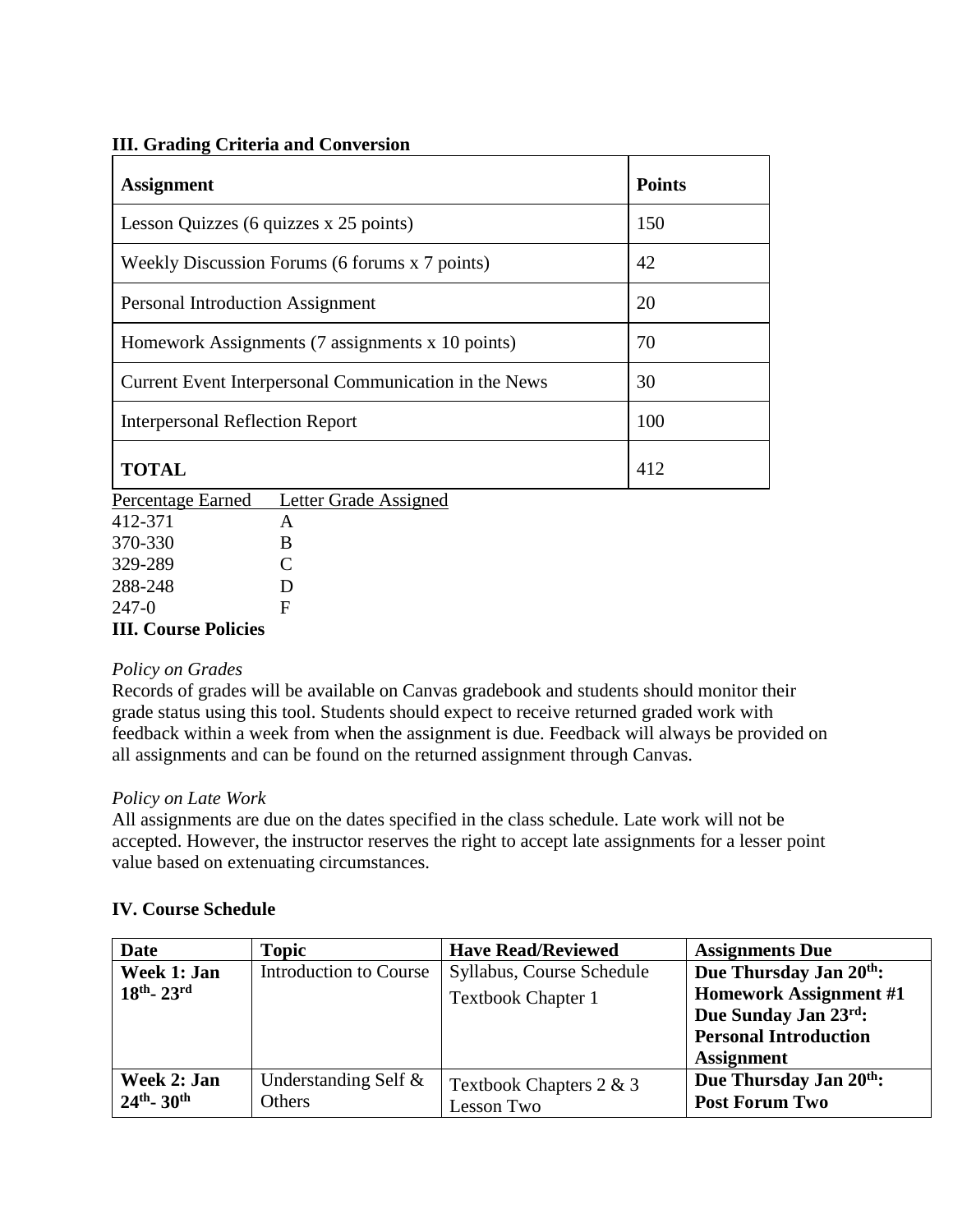### III. Grading Criteria and Conversion

| **Assignment** | **Points** |
|---|---|
| Lesson Quizzes (6 quizzes x 25 points) | 150 |
| Weekly Discussion Forums (6 forums x 7 points) | 42 |
| Personal Introduction Assignment | 20 |
| Homework Assignments (7 assignments x 10 points) | 70 |
| Current Event Interpersonal Communication in the News | 30 |
| Interpersonal Reflection Report | 100 |
| **TOTAL** | 412 |

| Percentage Earned | Letter Grade Assigned |
|---|---|
| 412-371 | A |
| 370-330 | B |
| 329-289 | C |
| 288-248 | D |
| 247-0 | F |

### III. Course Policies

*Policy on Grades*

Records of grades will be available on Canvas gradebook and students should monitor their grade status using this tool. Students should expect to receive returned graded work with feedback within a week from when the assignment is due. Feedback will always be provided on all assignments and can be found on the returned assignment through Canvas.

*Policy on Late Work*

All assignments are due on the dates specified in the class schedule. Late work will not be accepted. However, the instructor reserves the right to accept late assignments for a lesser point value based on extenuating circumstances.

### IV. Course Schedule

| **Date** | **Topic** | **Have Read/Reviewed** | **Assignments Due** |
|---|---|---|---|
| **Week 1: Jan 18th- 23rd** | Introduction to Course | Syllabus, Course Schedule<br>Textbook Chapter 1 | **Due Thursday Jan 20th: Homework Assignment #1**<br>**Due Sunday Jan 23rd: Personal Introduction Assignment** |
| **Week 2: Jan 24th- 30th** | Understanding Self & Others | Textbook Chapters 2 & 3<br>Lesson Two | **Due Thursday Jan 20th: Post Forum Two** |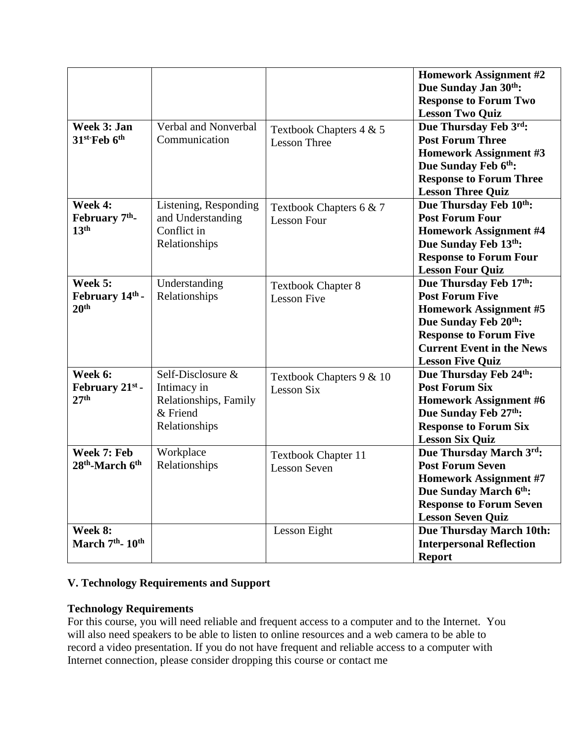| | | | |
|---|---|---|---|
| | | | **Homework Assignment #2**<br>**Due Sunday Jan 30th:**<br>**Response to Forum Two**<br>**Lesson Two Quiz** |
| **Week 3: Jan 31st-Feb 6th** | Verbal and Nonverbal Communication | Textbook Chapters 4 & 5<br>Lesson Three | **Due Thursday Feb 3rd:**<br>**Post Forum Three**<br>**Homework Assignment #3**<br>**Due Sunday Feb 6th:**<br>**Response to Forum Three**<br>**Lesson Three Quiz** |
| **Week 4: February 7th-13th** | Listening, Responding and Understanding Conflict in Relationships | Textbook Chapters 6 & 7<br>Lesson Four | **Due Thursday Feb 10th:**<br>**Post Forum Four**<br>**Homework Assignment #4**<br>**Due Sunday Feb 13th:**<br>**Response to Forum Four**<br>**Lesson Four Quiz** |
| **Week 5: February 14th - 20th** | Understanding Relationships | Textbook Chapter 8<br>Lesson Five | **Due Thursday Feb 17th:**<br>**Post Forum Five**<br>**Homework Assignment #5**<br>**Due Sunday Feb 20th:**<br>**Response to Forum Five**<br>**Current Event in the News**<br>**Lesson Five Quiz** |
| **Week 6: February 21st - 27th** | Self-Disclosure & Intimacy in Relationships, Family & Friend Relationships | Textbook Chapters 9 & 10<br>Lesson Six | **Due Thursday Feb 24th:**<br>**Post Forum Six**<br>**Homework Assignment #6**<br>**Due Sunday Feb 27th:**<br>**Response to Forum Six**<br>**Lesson Six Quiz** |
| **Week 7: Feb 28th-March 6th** | Workplace Relationships | Textbook Chapter 11<br>Lesson Seven | **Due Thursday March 3rd:**<br>**Post Forum Seven**<br>**Homework Assignment #7**<br>**Due Sunday March 6th:**<br>**Response to Forum Seven**<br>**Lesson Seven Quiz** |
| **Week 8: March 7th- 10th** | | Lesson Eight | **Due Thursday March 10th:**<br>**Interpersonal Reflection Report** |

## V. Technology Requirements and Support

### Technology Requirements

For this course, you will need reliable and frequent access to a computer and to the Internet. You will also need speakers to be able to listen to online resources and a web camera to be able to record a video presentation. If you do not have frequent and reliable access to a computer with Internet connection, please consider dropping this course or contact me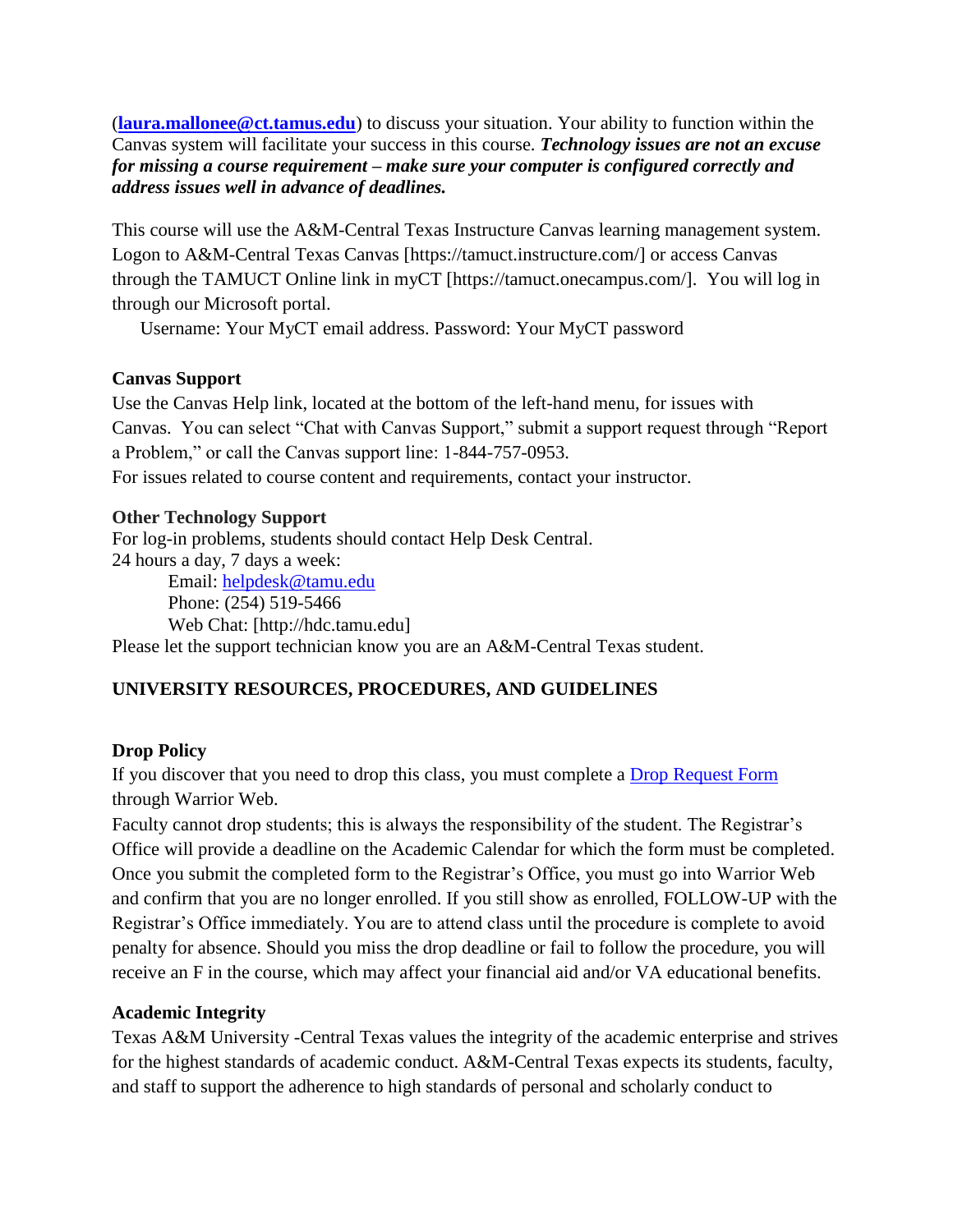(**laura.mallonee@ct.tamus.edu**) to discuss your situation. Your ability to function within the Canvas system will facilitate your success in this course. ***Technology issues are not an excuse for missing a course requirement – make sure your computer is configured correctly and address issues well in advance of deadlines.***

This course will use the A&M-Central Texas Instructure Canvas learning management system. Logon to A&M-Central Texas Canvas [https://tamuct.instructure.com/] or access Canvas through the TAMUCT Online link in myCT [https://tamuct.onecampus.com/]. You will log in through our Microsoft portal.

Username: Your MyCT email address. Password: Your MyCT password

**Canvas Support**

Use the Canvas Help link, located at the bottom of the left-hand menu, for issues with Canvas. You can select "Chat with Canvas Support," submit a support request through "Report a Problem," or call the Canvas support line: 1-844-757-0953.

For issues related to course content and requirements, contact your instructor.

**Other Technology Support**

For log-in problems, students should contact Help Desk Central.

24 hours a day, 7 days a week:

Email: helpdesk@tamu.edu
Phone: (254) 519-5466
Web Chat: [http://hdc.tamu.edu]

Please let the support technician know you are an A&M-Central Texas student.

## UNIVERSITY RESOURCES, PROCEDURES, AND GUIDELINES

**Drop Policy**

If you discover that you need to drop this class, you must complete a Drop Request Form through Warrior Web.

Faculty cannot drop students; this is always the responsibility of the student. The Registrar's Office will provide a deadline on the Academic Calendar for which the form must be completed. Once you submit the completed form to the Registrar's Office, you must go into Warrior Web and confirm that you are no longer enrolled. If you still show as enrolled, FOLLOW-UP with the Registrar's Office immediately. You are to attend class until the procedure is complete to avoid penalty for absence. Should you miss the drop deadline or fail to follow the procedure, you will receive an F in the course, which may affect your financial aid and/or VA educational benefits.

**Academic Integrity**

Texas A&M University -Central Texas values the integrity of the academic enterprise and strives for the highest standards of academic conduct. A&M-Central Texas expects its students, faculty, and staff to support the adherence to high standards of personal and scholarly conduct to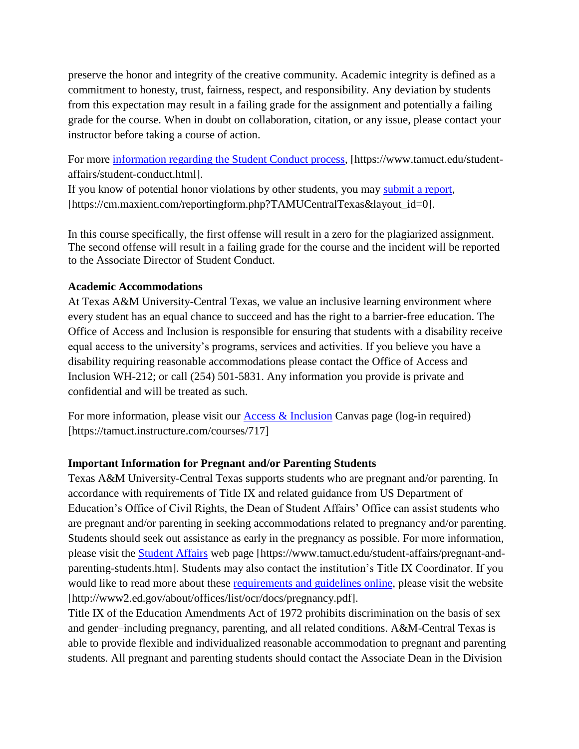preserve the honor and integrity of the creative community. Academic integrity is defined as a commitment to honesty, trust, fairness, respect, and responsibility. Any deviation by students from this expectation may result in a failing grade for the assignment and potentially a failing grade for the course. When in doubt on collaboration, citation, or any issue, please contact your instructor before taking a course of action.

For more information regarding the Student Conduct process, [https://www.tamuct.edu/student-affairs/student-conduct.html].
If you know of potential honor violations by other students, you may submit a report, [https://cm.maxient.com/reportingform.php?TAMUCentralTexas&layout_id=0].

In this course specifically, the first offense will result in a zero for the plagiarized assignment. The second offense will result in a failing grade for the course and the incident will be reported to the Associate Director of Student Conduct.

**Academic Accommodations**
At Texas A&M University-Central Texas, we value an inclusive learning environment where every student has an equal chance to succeed and has the right to a barrier-free education. The Office of Access and Inclusion is responsible for ensuring that students with a disability receive equal access to the university's programs, services and activities. If you believe you have a disability requiring reasonable accommodations please contact the Office of Access and Inclusion WH-212; or call (254) 501-5831. Any information you provide is private and confidential and will be treated as such.

For more information, please visit our Access & Inclusion Canvas page (log-in required) [https://tamuct.instructure.com/courses/717]

**Important Information for Pregnant and/or Parenting Students**
Texas A&M University-Central Texas supports students who are pregnant and/or parenting. In accordance with requirements of Title IX and related guidance from US Department of Education's Office of Civil Rights, the Dean of Student Affairs' Office can assist students who are pregnant and/or parenting in seeking accommodations related to pregnancy and/or parenting. Students should seek out assistance as early in the pregnancy as possible. For more information, please visit the Student Affairs web page [https://www.tamuct.edu/student-affairs/pregnant-and-parenting-students.htm]. Students may also contact the institution's Title IX Coordinator. If you would like to read more about these requirements and guidelines online, please visit the website [http://www2.ed.gov/about/offices/list/ocr/docs/pregnancy.pdf].
Title IX of the Education Amendments Act of 1972 prohibits discrimination on the basis of sex and gender–including pregnancy, parenting, and all related conditions. A&M-Central Texas is able to provide flexible and individualized reasonable accommodation to pregnant and parenting students. All pregnant and parenting students should contact the Associate Dean in the Division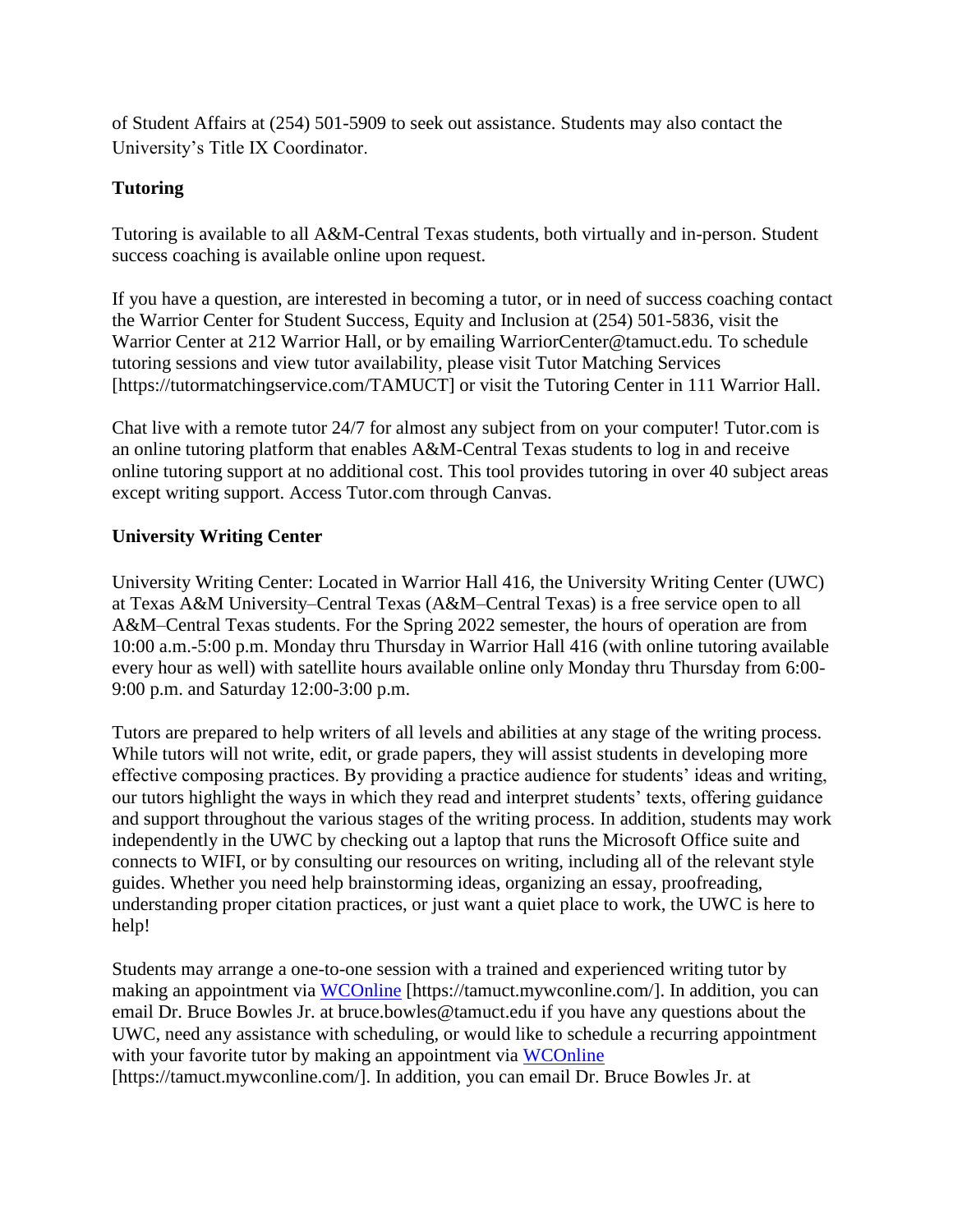of Student Affairs at (254) 501-5909 to seek out assistance. Students may also contact the University's Title IX Coordinator.

### Tutoring

Tutoring is available to all A&M-Central Texas students, both virtually and in-person. Student success coaching is available online upon request.

If you have a question, are interested in becoming a tutor, or in need of success coaching contact the Warrior Center for Student Success, Equity and Inclusion at (254) 501-5836, visit the Warrior Center at 212 Warrior Hall, or by emailing WarriorCenter@tamuct.edu. To schedule tutoring sessions and view tutor availability, please visit Tutor Matching Services [https://tutormatchingservice.com/TAMUCT] or visit the Tutoring Center in 111 Warrior Hall.

Chat live with a remote tutor 24/7 for almost any subject from on your computer! Tutor.com is an online tutoring platform that enables A&M-Central Texas students to log in and receive online tutoring support at no additional cost. This tool provides tutoring in over 40 subject areas except writing support. Access Tutor.com through Canvas.

### University Writing Center

University Writing Center: Located in Warrior Hall 416, the University Writing Center (UWC) at Texas A&M University–Central Texas (A&M–Central Texas) is a free service open to all A&M–Central Texas students. For the Spring 2022 semester, the hours of operation are from 10:00 a.m.-5:00 p.m. Monday thru Thursday in Warrior Hall 416 (with online tutoring available every hour as well) with satellite hours available online only Monday thru Thursday from 6:00-9:00 p.m. and Saturday 12:00-3:00 p.m.

Tutors are prepared to help writers of all levels and abilities at any stage of the writing process. While tutors will not write, edit, or grade papers, they will assist students in developing more effective composing practices. By providing a practice audience for students' ideas and writing, our tutors highlight the ways in which they read and interpret students' texts, offering guidance and support throughout the various stages of the writing process. In addition, students may work independently in the UWC by checking out a laptop that runs the Microsoft Office suite and connects to WIFI, or by consulting our resources on writing, including all of the relevant style guides. Whether you need help brainstorming ideas, organizing an essay, proofreading, understanding proper citation practices, or just want a quiet place to work, the UWC is here to help!

Students may arrange a one-to-one session with a trained and experienced writing tutor by making an appointment via WCOnline [https://tamuct.mywconline.com/]. In addition, you can email Dr. Bruce Bowles Jr. at bruce.bowles@tamuct.edu if you have any questions about the UWC, need any assistance with scheduling, or would like to schedule a recurring appointment with your favorite tutor by making an appointment via WCOnline [https://tamuct.mywconline.com/]. In addition, you can email Dr. Bruce Bowles Jr. at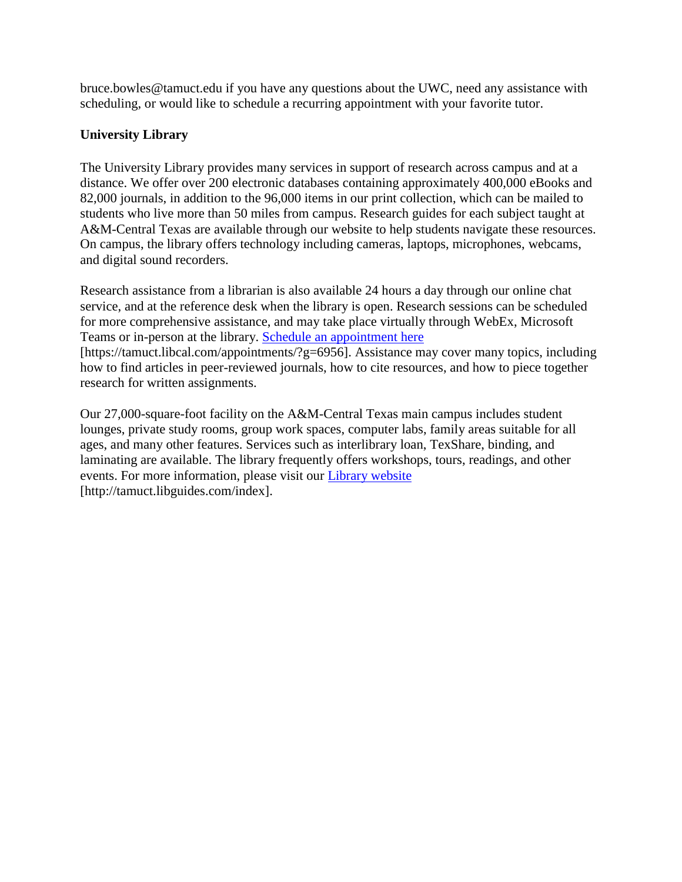bruce.bowles@tamuct.edu if you have any questions about the UWC, need any assistance with scheduling, or would like to schedule a recurring appointment with your favorite tutor.

**University Library**

The University Library provides many services in support of research across campus and at a distance. We offer over 200 electronic databases containing approximately 400,000 eBooks and 82,000 journals, in addition to the 96,000 items in our print collection, which can be mailed to students who live more than 50 miles from campus. Research guides for each subject taught at A&M-Central Texas are available through our website to help students navigate these resources. On campus, the library offers technology including cameras, laptops, microphones, webcams, and digital sound recorders.

Research assistance from a librarian is also available 24 hours a day through our online chat service, and at the reference desk when the library is open. Research sessions can be scheduled for more comprehensive assistance, and may take place virtually through WebEx, Microsoft Teams or in-person at the library. [Schedule an appointment here](https://tamuct.libcal.com/appointments/?g=6956) [https://tamuct.libcal.com/appointments/?g=6956]. Assistance may cover many topics, including how to find articles in peer-reviewed journals, how to cite resources, and how to piece together research for written assignments.

Our 27,000-square-foot facility on the A&M-Central Texas main campus includes student lounges, private study rooms, group work spaces, computer labs, family areas suitable for all ages, and many other features. Services such as interlibrary loan, TexShare, binding, and laminating are available. The library frequently offers workshops, tours, readings, and other events. For more information, please visit our [Library website](http://tamuct.libguides.com/index) [http://tamuct.libguides.com/index].